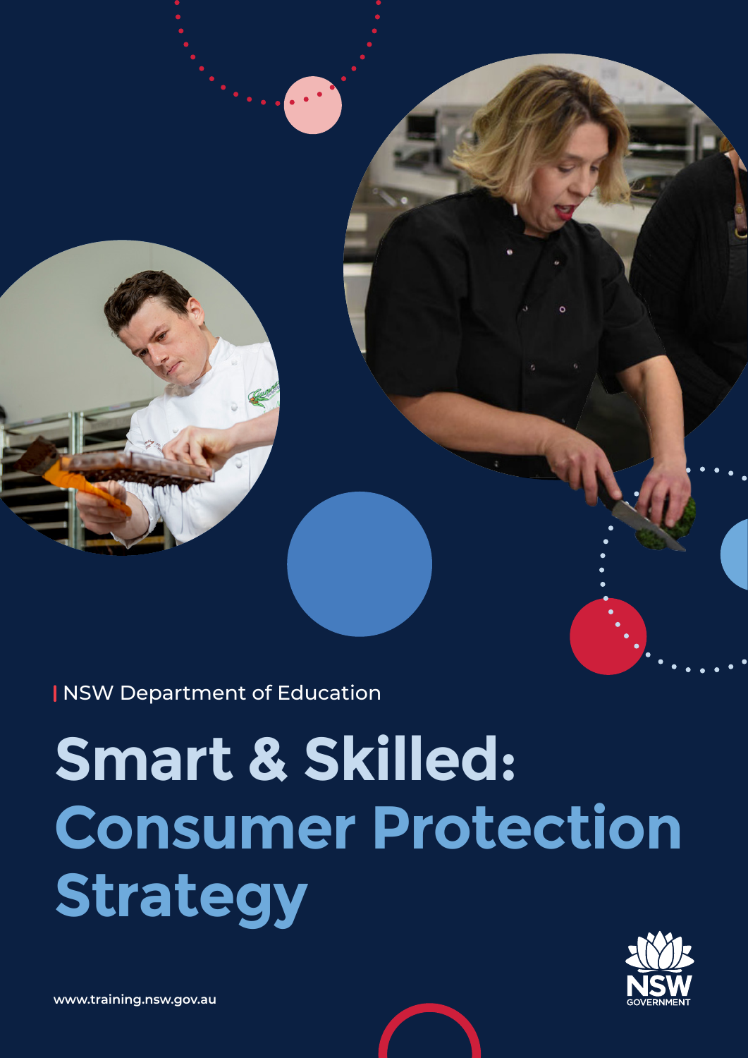NSW Department of Education

# Smart & Skilled: Consumer Protection Strategy

www.training.nsw.gov.au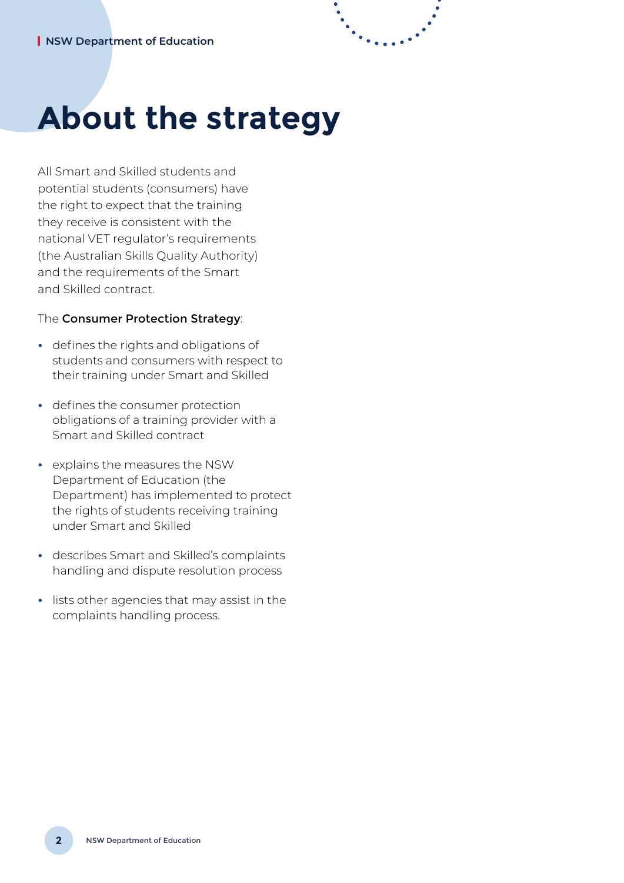# About the strategy

All Smart and Skilled students and potential students (consumers) have the right to expect that the training they receive is consistent with the national VET regulator's requirements (the Australian Skills Quality Authority) and the requirements of the Smart and Skilled contract.

The **Consumer Protection Strategy**:

- defines the rights and obligations of students and consumers with respect to their training under Smart and Skilled
- defines the consumer protection obligations of a training provider with a Smart and Skilled contract
- explains the measures the NSW Department of Education (the Department) has implemented to protect the rights of students receiving training under Smart and Skilled
- describes Smart and Skilled's complaints handling and dispute resolution process
- lists other agencies that may assist in the complaints handling process.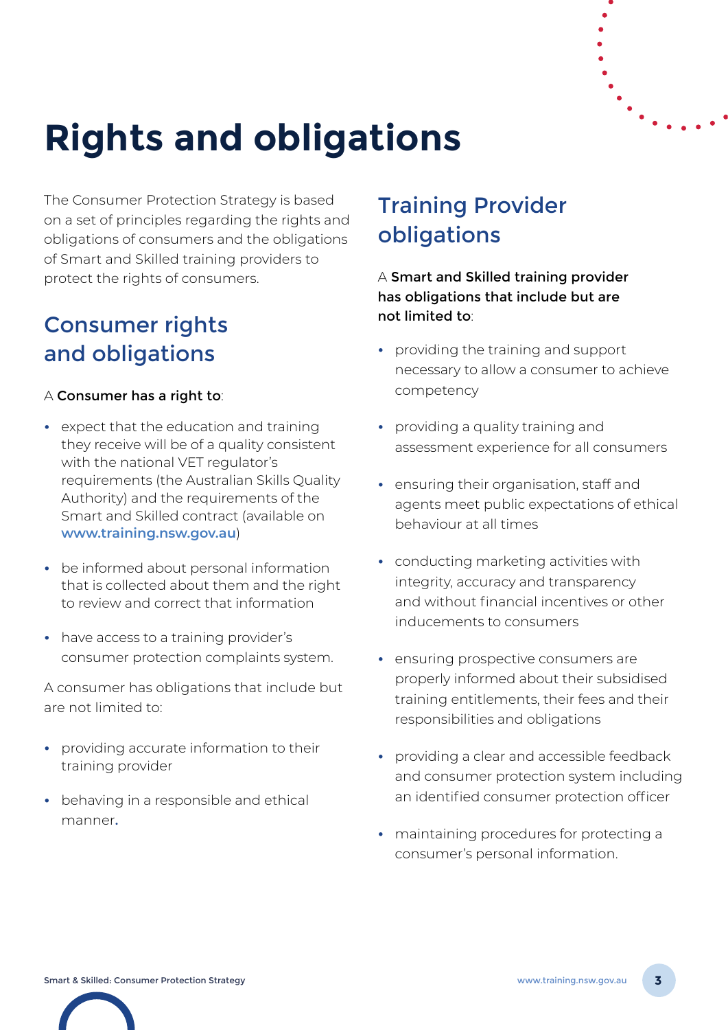# Rights and obligations

The Consumer Protection Strategy is based on a set of principles regarding the rights and obligations of consumers and the obligations of Smart and Skilled training providers to protect the rights of consumers.

## Consumer rights and obligations

A **Consumer has a right to**:

- expect that the education and training they receive will be of a quality consistent with the national VET regulator's requirements (the Australian Skills Quality Authority) and the requirements of the Smart and Skilled contract (available on **www.training.nsw.gov.au**)
- be informed about personal information that is collected about them and the right to review and correct that information
- have access to a training provider's consumer protection complaints system.

A consumer has obligations that include but are not limited to:

- providing accurate information to their training provider
- behaving in a responsible and ethical manner.

## Training Provider obligations

A **Smart and Skilled training provider has obligations that include but are not limited to**:

- providing the training and support necessary to allow a consumer to achieve competency
- providing a quality training and assessment experience for all consumers
- ensuring their organisation, staff and agents meet public expectations of ethical behaviour at all times
- conducting marketing activities with integrity, accuracy and transparency and without financial incentives or other inducements to consumers
- ensuring prospective consumers are properly informed about their subsidised training entitlements, their fees and their responsibilities and obligations
- providing a clear and accessible feedback and consumer protection system including an identified consumer protection officer
- maintaining procedures for protecting a consumer's personal information.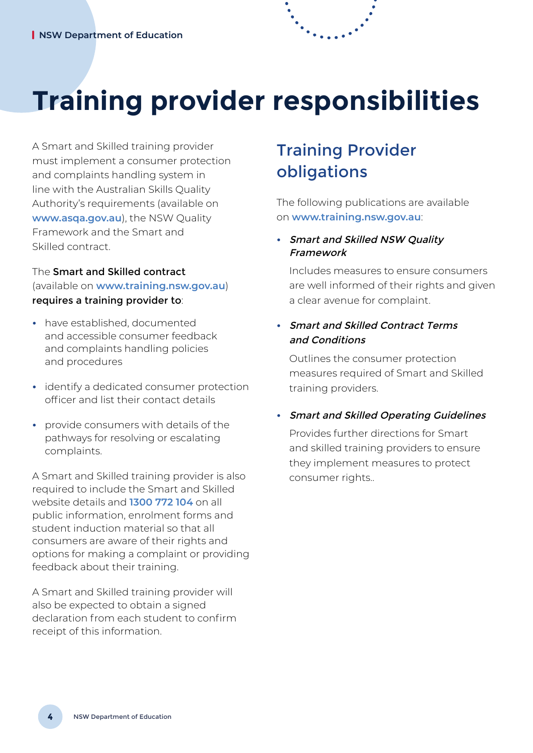# Training provider responsibilities

A Smart and Skilled training provider must implement a consumer protection and complaints handling system in line with the Australian Skills Quality Authority's requirements (available on **www.asqa.gov.au**), the NSW Quality Framework and the Smart and Skilled contract.

The **Smart and Skilled contract** (available on **www.training.nsw.gov.au**) **requires a training provider to**:

- have established, documented and accessible consumer feedback and complaints handling policies and procedures
- identify a dedicated consumer protection officer and list their contact details
- provide consumers with details of the pathways for resolving or escalating complaints.

A Smart and Skilled training provider is also required to include the Smart and Skilled website details and **1300 772 104** on all public information, enrolment forms and student induction material so that all consumers are aware of their rights and options for making a complaint or providing feedback about their training.

A Smart and Skilled training provider will also be expected to obtain a signed declaration from each student to confirm receipt of this information.

## Training Provider obligations

The following publications are available on **www.training.nsw.gov.au**:

- ***Smart and Skilled NSW Quality Framework***

  Includes measures to ensure consumers are well informed of their rights and given a clear avenue for complaint.

- ***Smart and Skilled Contract Terms and Conditions***

  Outlines the consumer protection measures required of Smart and Skilled training providers.

- ***Smart and Skilled Operating Guidelines***

  Provides further directions for Smart and skilled training providers to ensure they implement measures to protect consumer rights..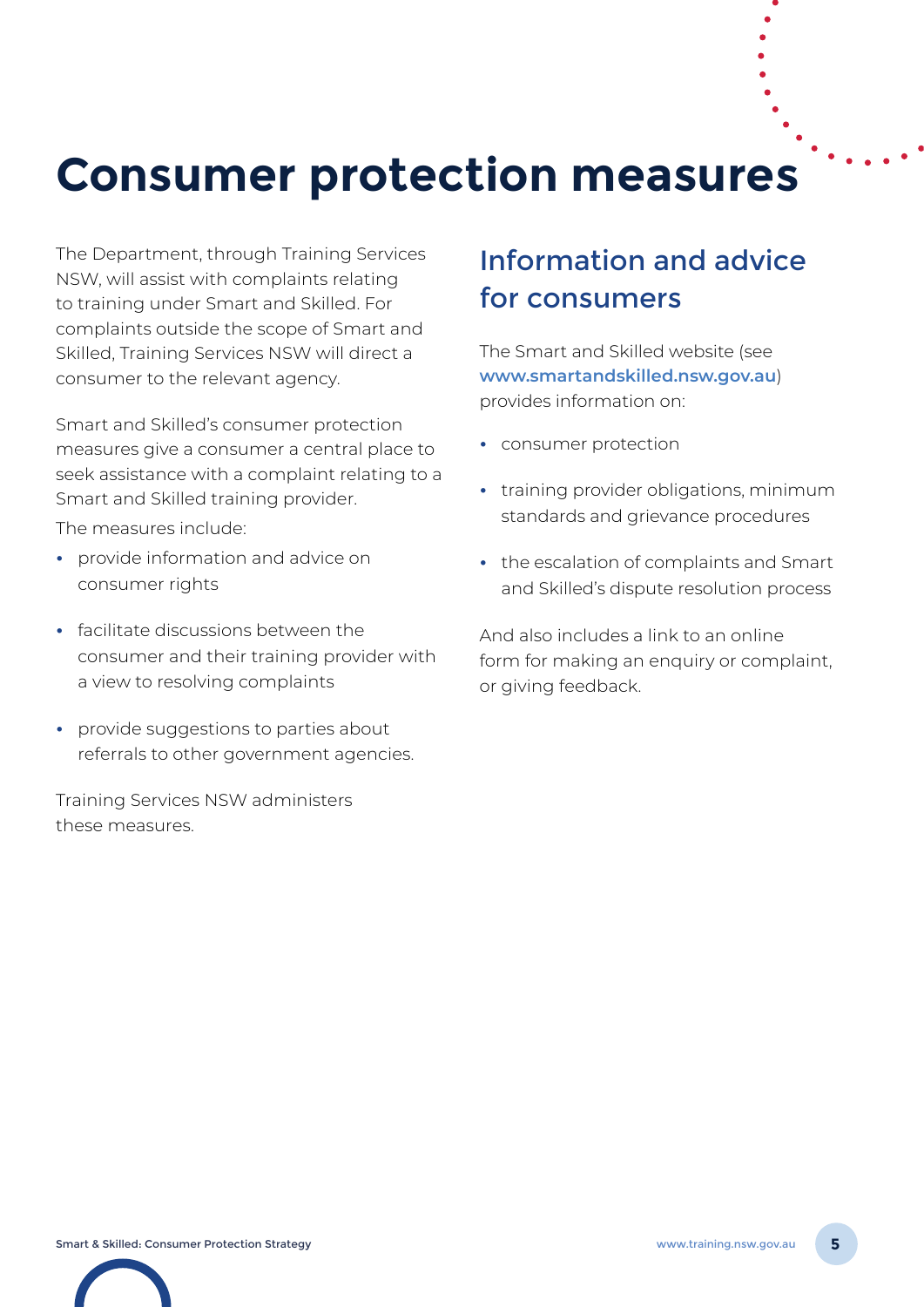# Consumer protection measures

The Department, through Training Services NSW, will assist with complaints relating to training under Smart and Skilled. For complaints outside the scope of Smart and Skilled, Training Services NSW will direct a consumer to the relevant agency.

Smart and Skilled's consumer protection measures give a consumer a central place to seek assistance with a complaint relating to a Smart and Skilled training provider.

The measures include:

- provide information and advice on consumer rights
- facilitate discussions between the consumer and their training provider with a view to resolving complaints
- provide suggestions to parties about referrals to other government agencies.

Training Services NSW administers these measures.

## Information and advice for consumers

The Smart and Skilled website (see **www.smartandskilled.nsw.gov.au**) provides information on:

- consumer protection
- training provider obligations, minimum standards and grievance procedures
- the escalation of complaints and Smart and Skilled's dispute resolution process

And also includes a link to an online form for making an enquiry or complaint, or giving feedback.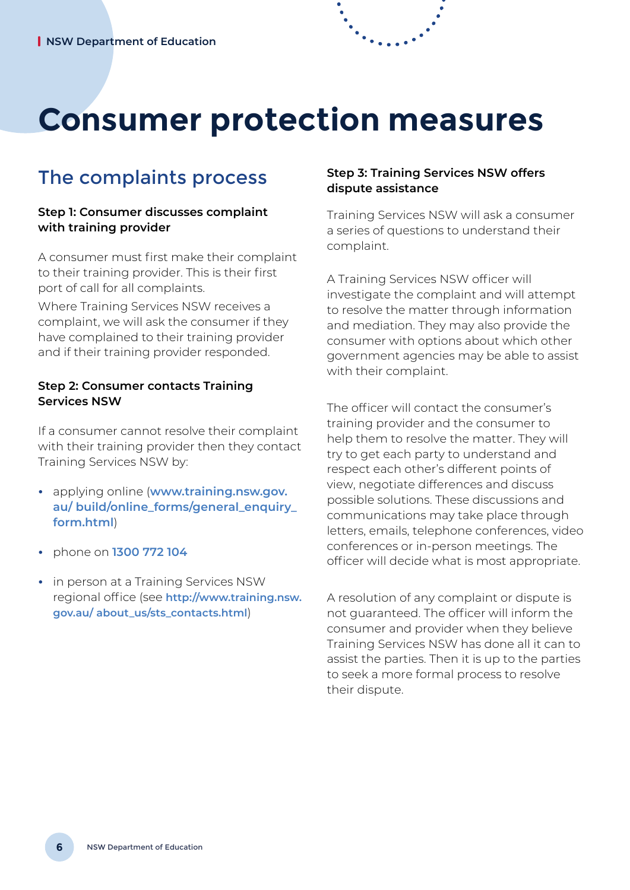# Consumer protection measures

## The complaints process

### Step 1: Consumer discusses complaint with training provider

A consumer must first make their complaint to their training provider. This is their first port of call for all complaints.

Where Training Services NSW receives a complaint, we will ask the consumer if they have complained to their training provider and if their training provider responded.

### Step 2: Consumer contacts Training Services NSW

If a consumer cannot resolve their complaint with their training provider then they contact Training Services NSW by:

- applying online (**www.training.nsw.gov.au/ build/online_forms/general_enquiry_form.html**)
- phone on **1300 772 104**
- in person at a Training Services NSW regional office (see **http://www.training.nsw.gov.au/ about_us/sts_contacts.html**)

### Step 3: Training Services NSW offers dispute assistance

Training Services NSW will ask a consumer a series of questions to understand their complaint.

A Training Services NSW officer will investigate the complaint and will attempt to resolve the matter through information and mediation. They may also provide the consumer with options about which other government agencies may be able to assist with their complaint.

The officer will contact the consumer's training provider and the consumer to help them to resolve the matter. They will try to get each party to understand and respect each other's different points of view, negotiate differences and discuss possible solutions. These discussions and communications may take place through letters, emails, telephone conferences, video conferences or in-person meetings. The officer will decide what is most appropriate.

A resolution of any complaint or dispute is not guaranteed. The officer will inform the consumer and provider when they believe Training Services NSW has done all it can to assist the parties. Then it is up to the parties to seek a more formal process to resolve their dispute.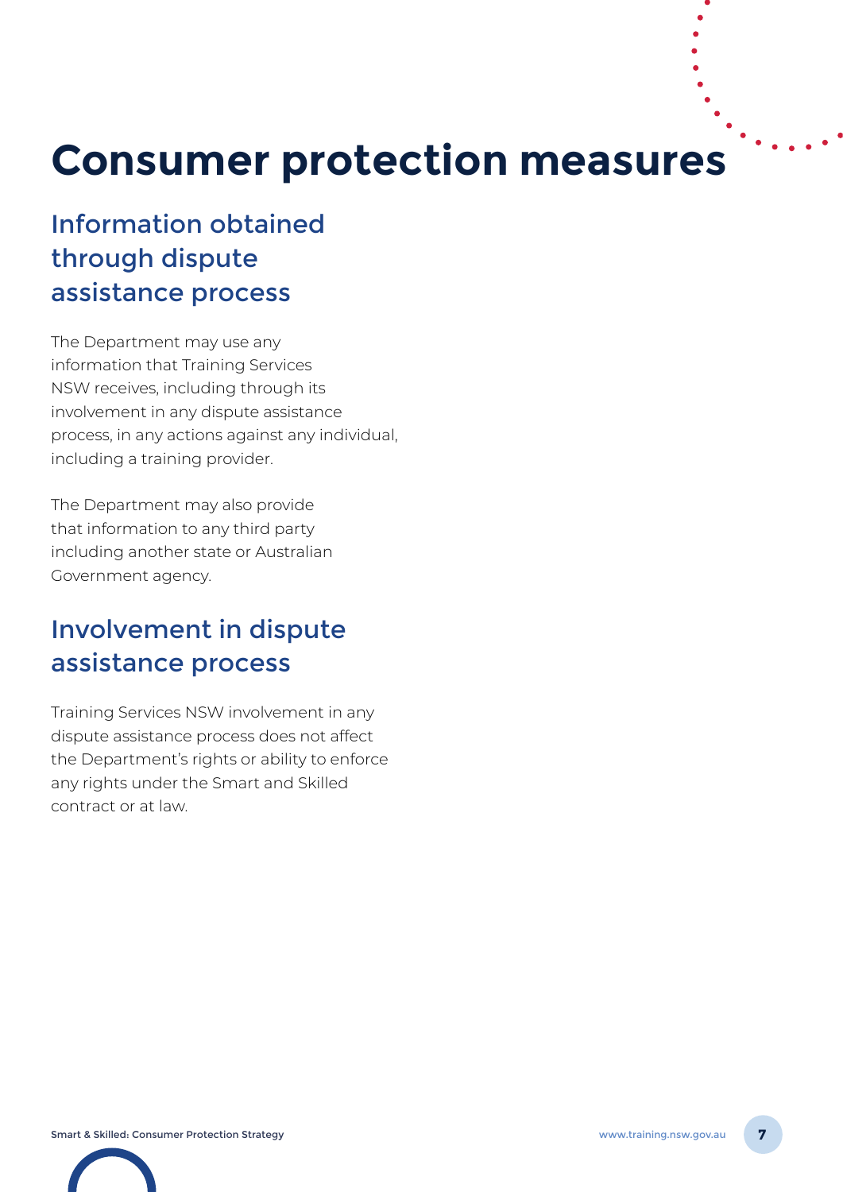# Consumer protection measures

## Information obtained through dispute assistance process

The Department may use any information that Training Services NSW receives, including through its involvement in any dispute assistance process, in any actions against any individual, including a training provider.

The Department may also provide that information to any third party including another state or Australian Government agency.

## Involvement in dispute assistance process

Training Services NSW involvement in any dispute assistance process does not affect the Department's rights or ability to enforce any rights under the Smart and Skilled contract or at law.